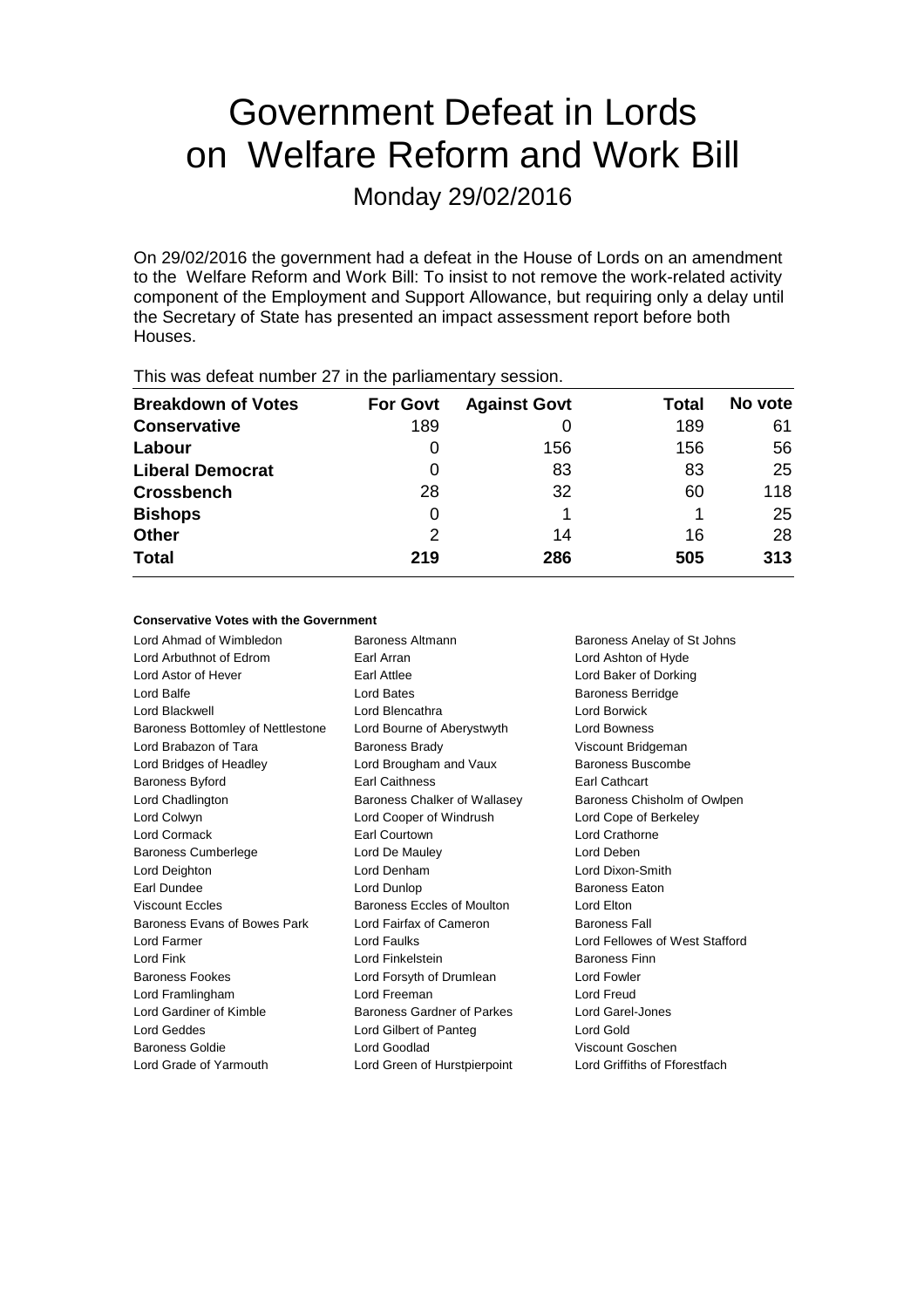# Government Defeat in Lords on Welfare Reform and Work Bill

Monday 29/02/2016

On 29/02/2016 the government had a defeat in the House of Lords on an amendment to the Welfare Reform and Work Bill: To insist to not remove the work-related activity component of the Employment and Support Allowance, but requiring only a delay until the Secretary of State has presented an impact assessment report before both Houses.

This was defeat number 27 in the parliamentary session.

| Breakdown of Votes | For Govt | Against Govt | Total | No vote |
|---|---|---|---|---|
| **Conservative** | 189 | 0 | 189 | 61 |
| **Labour** | 0 | 156 | 156 | 56 |
| **Liberal Democrat** | 0 | 83 | 83 | 25 |
| **Crossbench** | 28 | 32 | 60 | 118 |
| **Bishops** | 0 | 1 | 1 | 25 |
| **Other** | 2 | 14 | 16 | 28 |
| **Total** | **219** | **286** | **505** | **313** |

**Conservative Votes with the Government**

| | | |
|---|---|---|
| Lord Ahmad of Wimbledon | Baroness Altmann | Baroness Anelay of St Johns |
| Lord Arbuthnot of Edrom | Earl Arran | Lord Ashton of Hyde |
| Lord Astor of Hever | Earl Attlee | Lord Baker of Dorking |
| Lord Balfe | Lord Bates | Baroness Berridge |
| Lord Blackwell | Lord Blencathra | Lord Borwick |
| Baroness Bottomley of Nettlestone | Lord Bourne of Aberystwyth | Lord Bowness |
| Lord Brabazon of Tara | Baroness Brady | Viscount Bridgeman |
| Lord Bridges of Headley | Lord Brougham and Vaux | Baroness Buscombe |
| Baroness Byford | Earl Caithness | Earl Cathcart |
| Lord Chadlington | Baroness Chalker of Wallasey | Baroness Chisholm of Owlpen |
| Lord Colwyn | Lord Cooper of Windrush | Lord Cope of Berkeley |
| Lord Cormack | Earl Courtown | Lord Crathorne |
| Baroness Cumberlege | Lord De Mauley | Lord Deben |
| Lord Deighton | Lord Denham | Lord Dixon-Smith |
| Earl Dundee | Lord Dunlop | Baroness Eaton |
| Viscount Eccles | Baroness Eccles of Moulton | Lord Elton |
| Baroness Evans of Bowes Park | Lord Fairfax of Cameron | Baroness Fall |
| Lord Farmer | Lord Faulks | Lord Fellowes of West Stafford |
| Lord Fink | Lord Finkelstein | Baroness Finn |
| Baroness Fookes | Lord Forsyth of Drumlean | Lord Fowler |
| Lord Framlingham | Lord Freeman | Lord Freud |
| Lord Gardiner of Kimble | Baroness Gardner of Parkes | Lord Garel-Jones |
| Lord Geddes | Lord Gilbert of Panteg | Lord Gold |
| Baroness Goldie | Lord Goodlad | Viscount Goschen |
| Lord Grade of Yarmouth | Lord Green of Hurstpierpoint | Lord Griffiths of Fforestfach |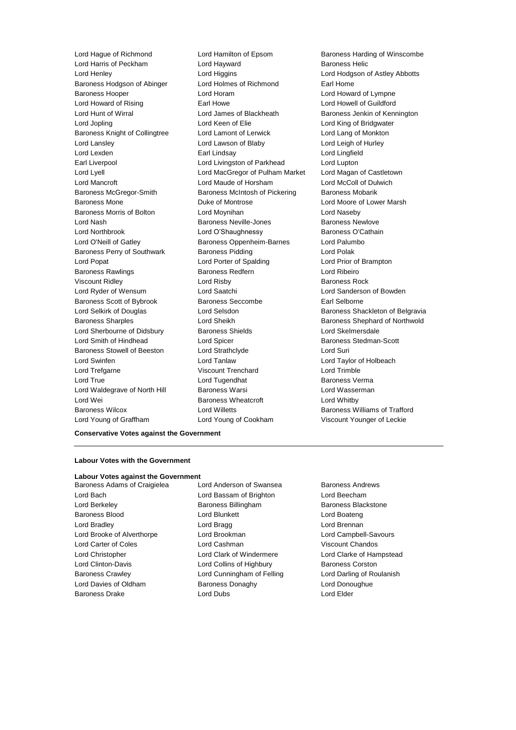Lord Hague of Richmond
Lord Hamilton of Epsom
Baroness Harding of Winscombe
Lord Harris of Peckham
Lord Hayward
Baroness Helic
Lord Henley
Lord Higgins
Lord Hodgson of Astley Abbotts
Baroness Hodgson of Abinger
Lord Holmes of Richmond
Earl Home
Baroness Hooper
Lord Horam
Lord Howard of Lympne
Lord Howard of Rising
Earl Howe
Lord Howell of Guildford
Lord Hunt of Wirral
Lord James of Blackheath
Baroness Jenkin of Kennington
Lord Jopling
Lord Keen of Elie
Lord King of Bridgwater
Baroness Knight of Collingtree
Lord Lamont of Lerwick
Lord Lang of Monkton
Lord Lansley
Lord Lawson of Blaby
Lord Leigh of Hurley
Lord Lexden
Earl Lindsay
Lord Lingfield
Earl Liverpool
Lord Livingston of Parkhead
Lord Lupton
Lord Lyell
Lord MacGregor of Pulham Market
Lord Magan of Castletown
Lord Mancroft
Lord Maude of Horsham
Lord McColl of Dulwich
Baroness McGregor-Smith
Baroness McIntosh of Pickering
Baroness Mobarik
Baroness Mone
Duke of Montrose
Lord Moore of Lower Marsh
Baroness Morris of Bolton
Lord Moynihan
Lord Naseby
Lord Nash
Baroness Neville-Jones
Baroness Newlove
Lord Northbrook
Lord O'Shaughnessy
Baroness O'Cathain
Lord O'Neill of Gatley
Baroness Oppenheim-Barnes
Lord Palumbo
Baroness Perry of Southwark
Baroness Pidding
Lord Polak
Lord Popat
Lord Porter of Spalding
Lord Prior of Brampton
Baroness Rawlings
Baroness Redfern
Lord Ribeiro
Viscount Ridley
Lord Risby
Baroness Rock
Lord Ryder of Wensum
Lord Saatchi
Lord Sanderson of Bowden
Baroness Scott of Bybrook
Baroness Seccombe
Earl Selborne
Lord Selkirk of Douglas
Lord Selsdon
Baroness Shackleton of Belgravia
Baroness Sharples
Lord Sheikh
Baroness Shephard of Northwold
Lord Sherbourne of Didsbury
Baroness Shields
Lord Skelmersdale
Lord Smith of Hindhead
Lord Spicer
Baroness Stedman-Scott
Baroness Stowell of Beeston
Lord Strathclyde
Lord Suri
Lord Swinfen
Lord Tanlaw
Lord Taylor of Holbeach
Lord Trefgarne
Viscount Trenchard
Lord Trimble
Lord True
Lord Tugendhat
Baroness Verma
Lord Waldegrave of North Hill
Baroness Warsi
Lord Wasserman
Lord Wei
Baroness Wheatcroft
Lord Whitby
Baroness Wilcox
Lord Willetts
Baroness Williams of Trafford
Lord Young of Graffham
Lord Young of Cookham
Viscount Younger of Leckie

**Conservative Votes against the Government**

---

**Labour Votes with the Government**

**Labour Votes against the Government**

Baroness Adams of Craigielea
Lord Anderson of Swansea
Baroness Andrews
Lord Bach
Lord Bassam of Brighton
Lord Beecham
Lord Berkeley
Baroness Billingham
Baroness Blackstone
Baroness Blood
Lord Blunkett
Lord Boateng
Lord Bradley
Lord Bragg
Lord Brennan
Lord Brooke of Alverthorpe
Lord Brookman
Lord Campbell-Savours
Lord Carter of Coles
Lord Cashman
Viscount Chandos
Lord Christopher
Lord Clark of Windermere
Lord Clarke of Hampstead
Lord Clinton-Davis
Lord Collins of Highbury
Baroness Corston
Baroness Crawley
Lord Cunningham of Felling
Lord Darling of Roulanish
Lord Davies of Oldham
Baroness Donaghy
Lord Donoughue
Baroness Drake
Lord Dubs
Lord Elder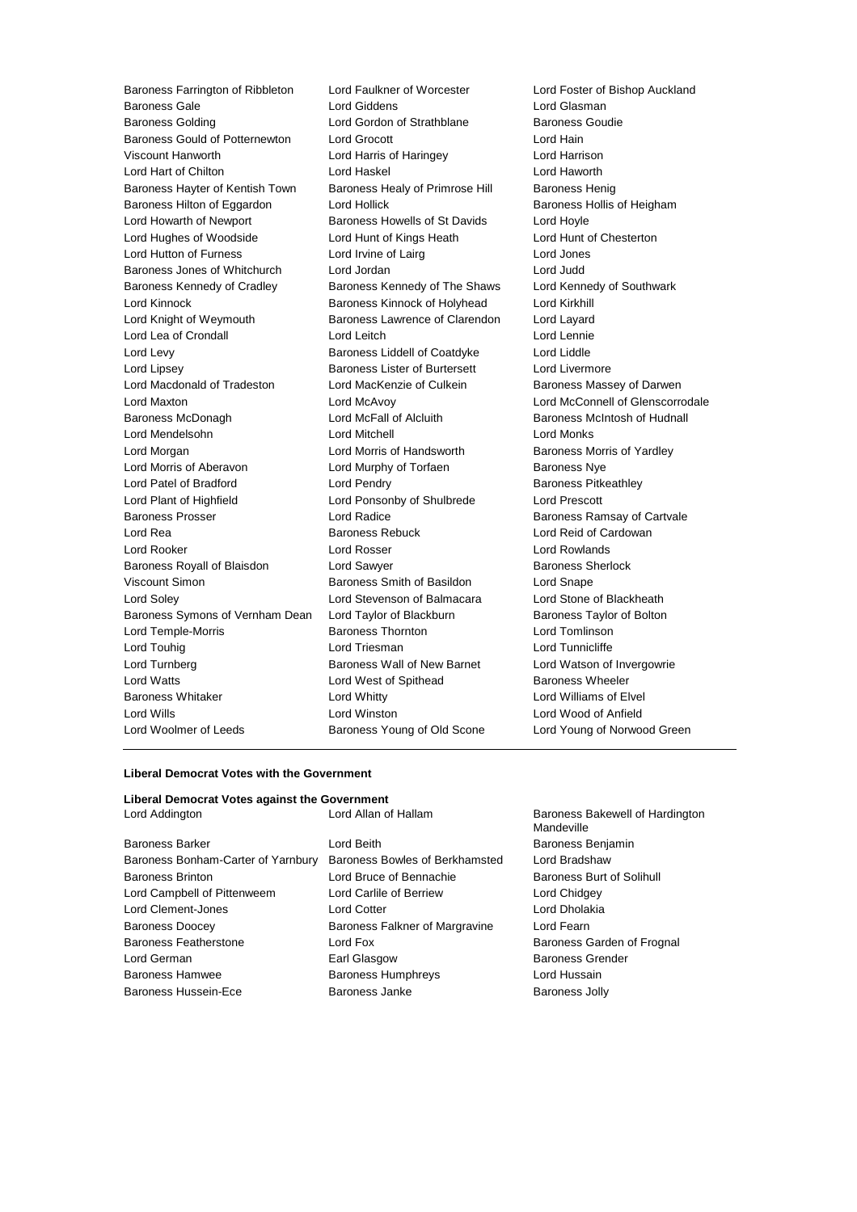Baroness Farrington of Ribbleton
Lord Faulkner of Worcester
Lord Foster of Bishop Auckland
Baroness Gale
Lord Giddens
Lord Glasman
Baroness Golding
Lord Gordon of Strathblane
Baroness Goudie
Baroness Gould of Potternewton
Lord Grocott
Lord Hain
Viscount Hanworth
Lord Harris of Haringey
Lord Harrison
Lord Hart of Chilton
Lord Haskel
Lord Haworth
Baroness Hayter of Kentish Town
Baroness Healy of Primrose Hill
Baroness Henig
Baroness Hilton of Eggardon
Lord Hollick
Baroness Hollis of Heigham
Lord Howarth of Newport
Baroness Howells of St Davids
Lord Hoyle
Lord Hughes of Woodside
Lord Hunt of Kings Heath
Lord Hunt of Chesterton
Lord Hutton of Furness
Lord Irvine of Lairg
Lord Jones
Baroness Jones of Whitchurch
Lord Jordan
Lord Judd
Baroness Kennedy of Cradley
Baroness Kennedy of The Shaws
Lord Kennedy of Southwark
Lord Kinnock
Baroness Kinnock of Holyhead
Lord Kirkhill
Lord Knight of Weymouth
Baroness Lawrence of Clarendon
Lord Layard
Lord Lea of Crondall
Lord Leitch
Lord Lennie
Lord Levy
Baroness Liddell of Coatdyke
Lord Liddle
Lord Lipsey
Baroness Lister of Burtersett
Lord Livermore
Lord Macdonald of Tradeston
Lord MacKenzie of Culkein
Baroness Massey of Darwen
Lord Maxton
Lord McAvoy
Lord McConnell of Glenscorrodale
Baroness McDonagh
Lord McFall of Alcluith
Baroness McIntosh of Hudnall
Lord Mendelsohn
Lord Mitchell
Lord Monks
Lord Morgan
Lord Morris of Handsworth
Baroness Morris of Yardley
Lord Morris of Aberavon
Lord Murphy of Torfaen
Baroness Nye
Lord Patel of Bradford
Lord Pendry
Baroness Pitkeathley
Lord Plant of Highfield
Lord Ponsonby of Shulbrede
Lord Prescott
Baroness Prosser
Lord Radice
Baroness Ramsay of Cartvale
Lord Rea
Baroness Rebuck
Lord Reid of Cardowan
Lord Rooker
Lord Rosser
Lord Rowlands
Baroness Royall of Blaisdon
Lord Sawyer
Baroness Sherlock
Viscount Simon
Baroness Smith of Basildon
Lord Snape
Lord Soley
Lord Stevenson of Balmacara
Lord Stone of Blackheath
Baroness Symons of Vernham Dean
Lord Taylor of Blackburn
Baroness Taylor of Bolton
Lord Temple-Morris
Baroness Thornton
Lord Tomlinson
Lord Touhig
Lord Triesman
Lord Tunnicliffe
Lord Turnberg
Baroness Wall of New Barnet
Lord Watson of Invergowrie
Lord Watts
Lord West of Spithead
Baroness Wheeler
Baroness Whitaker
Lord Whitty
Lord Williams of Elvel
Lord Wills
Lord Winston
Lord Wood of Anfield
Lord Woolmer of Leeds
Baroness Young of Old Scone
Lord Young of Norwood Green

---

**Liberal Democrat Votes with the Government**

**Liberal Democrat Votes against the Government**

Lord Addington
Lord Allan of Hallam
Baroness Bakewell of Hardington Mandeville
Baroness Barker
Lord Beith
Baroness Benjamin
Baroness Bonham-Carter of Yarnbury
Baroness Bowles of Berkhamsted
Lord Bradshaw
Baroness Brinton
Lord Bruce of Bennachie
Baroness Burt of Solihull
Lord Campbell of Pittenweem
Lord Carlile of Berriew
Lord Chidgey
Lord Clement-Jones
Lord Cotter
Lord Dholakia
Baroness Doocey
Baroness Falkner of Margravine
Lord Fearn
Baroness Featherstone
Lord Fox
Baroness Garden of Frognal
Lord German
Earl Glasgow
Baroness Grender
Baroness Hamwee
Baroness Humphreys
Lord Hussain
Baroness Hussein-Ece
Baroness Janke
Baroness Jolly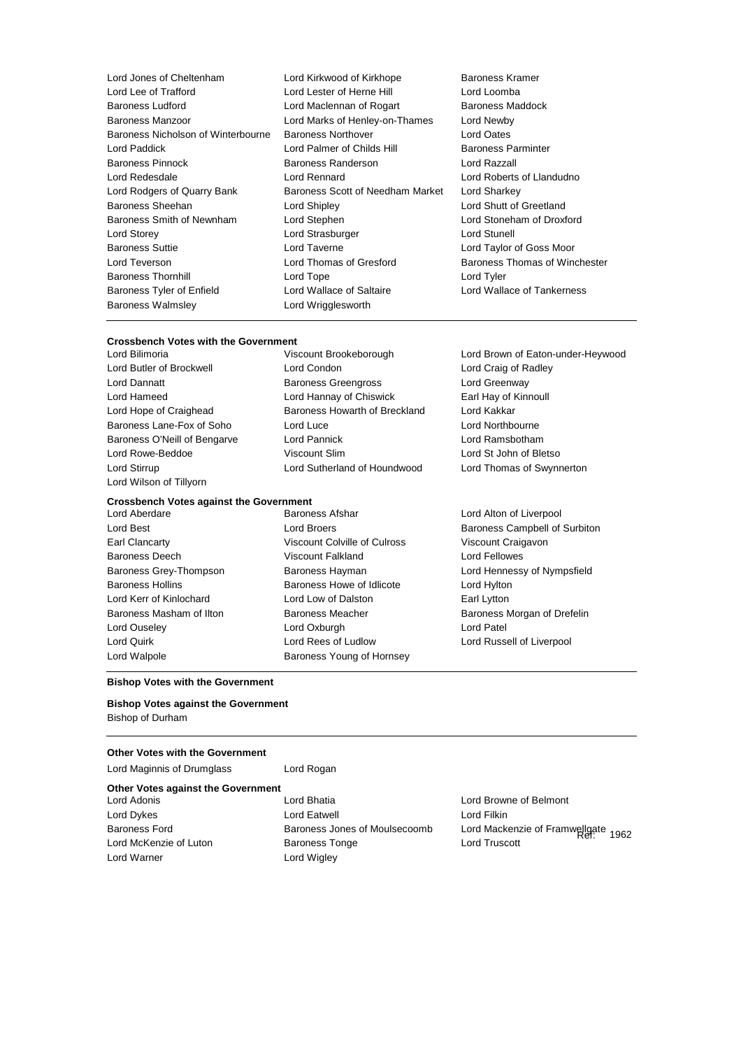Lord Jones of Cheltenham
Lord Kirkwood of Kirkhope
Baroness Kramer
Lord Lee of Trafford
Lord Lester of Herne Hill
Lord Loomba
Baroness Ludford
Lord Maclennan of Rogart
Baroness Maddock
Baroness Manzoor
Lord Marks of Henley-on-Thames
Lord Newby
Baroness Nicholson of Winterbourne
Baroness Northover
Lord Oates
Lord Paddick
Lord Palmer of Childs Hill
Baroness Parminter
Baroness Pinnock
Baroness Randerson
Lord Razzall
Lord Redesdale
Lord Rennard
Lord Roberts of Llandudno
Lord Rodgers of Quarry Bank
Baroness Scott of Needham Market
Lord Sharkey
Baroness Sheehan
Lord Shipley
Lord Shutt of Greetland
Baroness Smith of Newnham
Lord Stephen
Lord Stoneham of Droxford
Lord Storey
Lord Strasburger
Lord Stunell
Baroness Suttie
Lord Taverne
Lord Taylor of Goss Moor
Lord Teverson
Lord Thomas of Gresford
Baroness Thomas of Winchester
Baroness Thornhill
Lord Tope
Lord Tyler
Baroness Tyler of Enfield
Lord Wallace of Saltaire
Lord Wallace of Tankerness
Baroness Walmsley
Lord Wrigglesworth

**Crossbench Votes with the Government**

Lord Bilimoria
Viscount Brookeborough
Lord Brown of Eaton-under-Heywood
Lord Butler of Brockwell
Lord Condon
Lord Craig of Radley
Lord Dannatt
Baroness Greengross
Lord Greenway
Lord Hameed
Lord Hannay of Chiswick
Earl Hay of Kinnoull
Lord Hope of Craighead
Baroness Howarth of Breckland
Lord Kakkar
Baroness Lane-Fox of Soho
Lord Luce
Lord Northbourne
Baroness O'Neill of Bengarve
Lord Pannick
Lord Ramsbotham
Lord Rowe-Beddoe
Viscount Slim
Lord St John of Bletso
Lord Stirrup
Lord Sutherland of Houndwood
Lord Thomas of Swynnerton
Lord Wilson of Tillyorn

**Crossbench Votes against the Government**

Lord Aberdare
Baroness Afshar
Lord Alton of Liverpool
Lord Best
Lord Broers
Baroness Campbell of Surbiton
Earl Clancarty
Viscount Colville of Culross
Viscount Craigavon
Baroness Deech
Viscount Falkland
Lord Fellowes
Baroness Grey-Thompson
Baroness Hayman
Lord Hennessy of Nympsfield
Baroness Hollins
Baroness Howe of Idlicote
Lord Hylton
Lord Kerr of Kinlochard
Lord Low of Dalston
Earl Lytton
Baroness Masham of Ilton
Baroness Meacher
Baroness Morgan of Drefelin
Lord Ouseley
Lord Oxburgh
Lord Patel
Lord Quirk
Lord Rees of Ludlow
Lord Russell of Liverpool
Lord Walpole
Baroness Young of Hornsey

**Bishop Votes with the Government**

**Bishop Votes against the Government**

Bishop of Durham

**Other Votes with the Government**

Lord Maginnis of Drumglass
Lord Rogan

**Other Votes against the Government**

Lord Adonis
Lord Bhatia
Lord Browne of Belmont
Lord Dykes
Lord Eatwell
Lord Filkin
Baroness Ford
Baroness Jones of Moulsecoomb
Lord Mackenzie of Framwellgate
Lord McKenzie of Luton
Baroness Tonge
Lord Truscott
Lord Warner
Lord Wigley

Ref: 1962